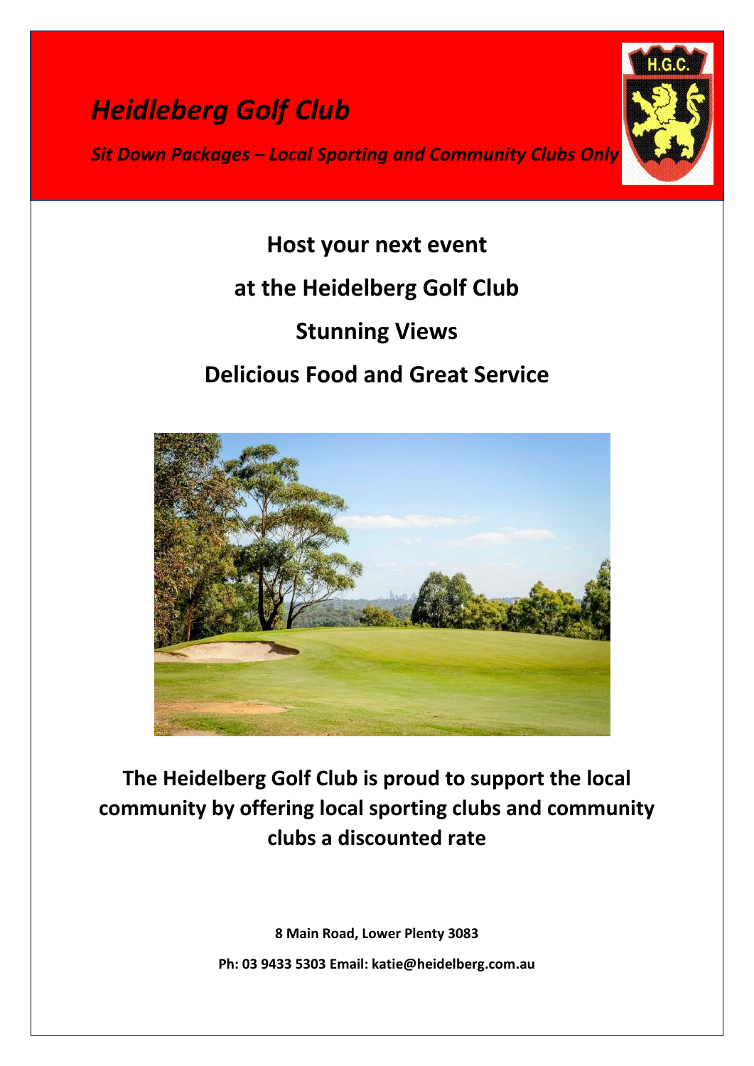# *Heidleberg Golf Club*

***Sit Down Packages – Local Sporting and Community Clubs Only***

## Host your next event

## at the Heidelberg Golf Club

## Stunning Views

## Delicious Food and Great Service

**The Heidelberg Golf Club is proud to support the local community by offering local sporting clubs and community clubs a discounted rate**

**8 Main Road, Lower Plenty 3083**

**Ph: 03 9433 5303 Email: katie@heidelberg.com.au**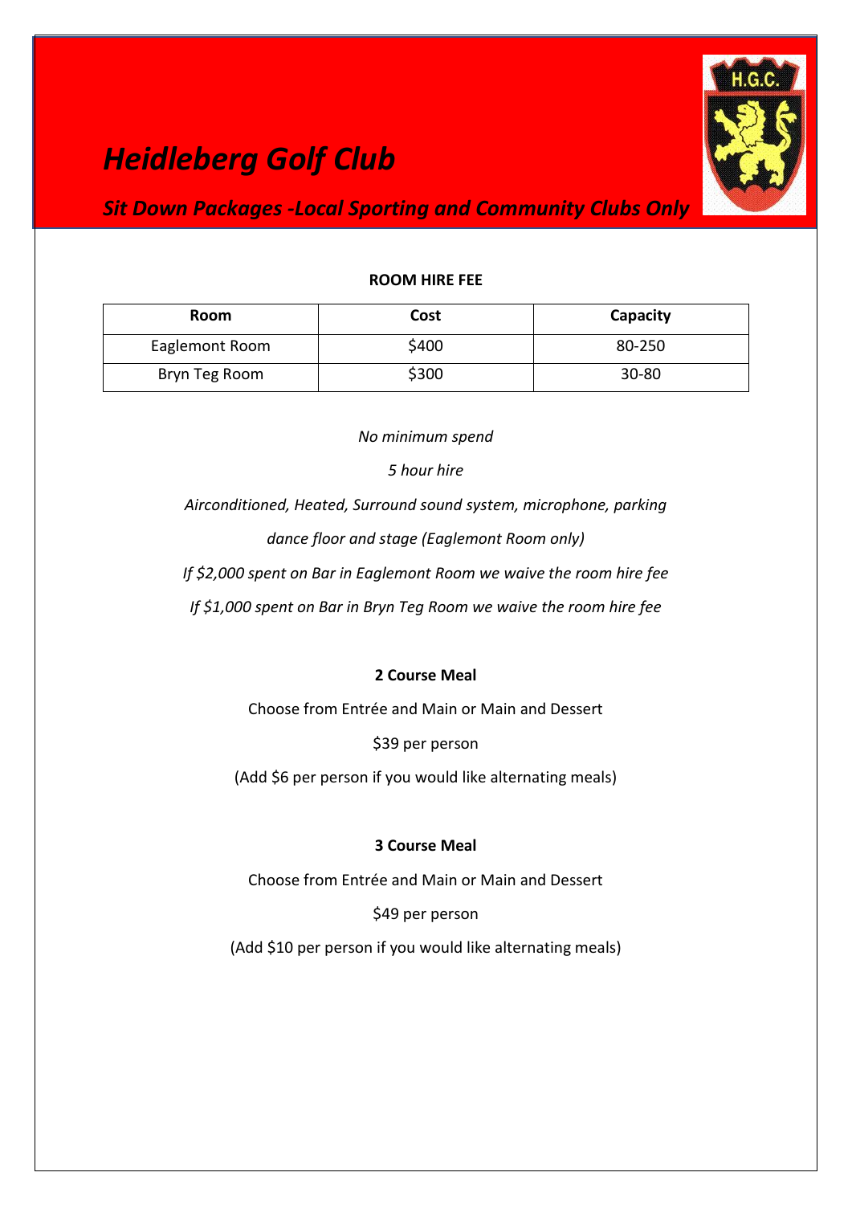# *Heidleberg Golf Club*

## *Sit Down Packages -Local Sporting and Community Clubs Only*

**ROOM HIRE FEE**

| Room | Cost | Capacity |
|---|---|---|
| Eaglemont Room | $400 | 80-250 |
| Bryn Teg Room | $300 | 30-80 |

*No minimum spend*

*5 hour hire*

*Airconditioned, Heated, Surround sound system, microphone, parking*

*dance floor and stage (Eaglemont Room only)*

*If $2,000 spent on Bar in Eaglemont Room we waive the room hire fee*

*If $1,000 spent on Bar in Bryn Teg Room we waive the room hire fee*

**2 Course Meal**

Choose from Entrée and Main or Main and Dessert

$39 per person

(Add $6 per person if you would like alternating meals)

**3 Course Meal**

Choose from Entrée and Main or Main and Dessert

$49 per person

(Add $10 per person if you would like alternating meals)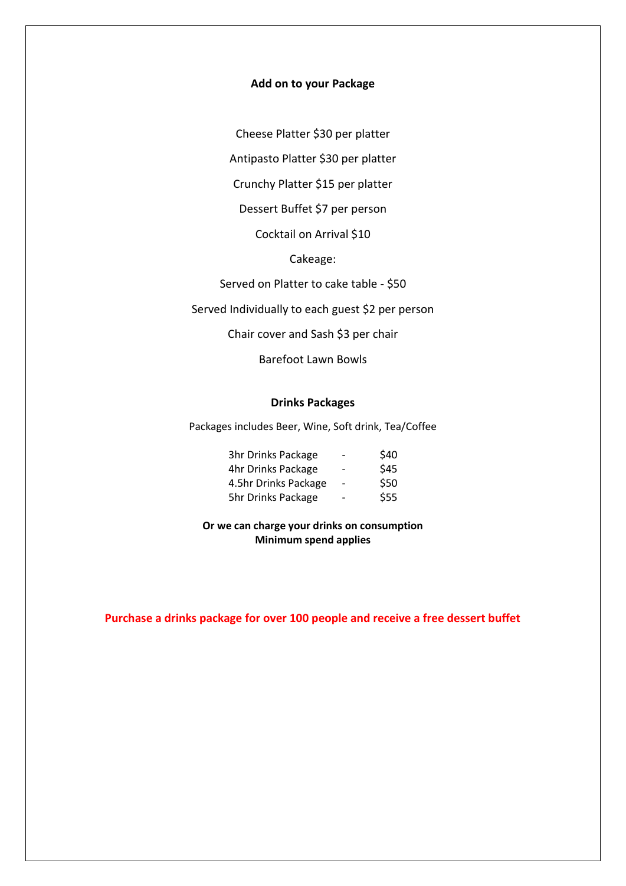**Add on to your Package**

Cheese Platter $30 per platter

Antipasto Platter $30 per platter

Crunchy Platter $15 per platter

Dessert Buffet $7 per person

Cocktail on Arrival $10

Cakeage:

Served on Platter to cake table - $50

Served Individually to each guest $2 per person

Chair cover and Sash $3 per chair

Barefoot Lawn Bowls

**Drinks Packages**

Packages includes Beer, Wine, Soft drink, Tea/Coffee

| | | |
|---|---|---|
| 3hr Drinks Package | - | $40 |
| 4hr Drinks Package | - | $45 |
| 4.5hr Drinks Package | - | $50 |
| 5hr Drinks Package | - | $55 |

**Or we can charge your drinks on consumption**
**Minimum spend applies**

**Purchase a drinks package for over 100 people and receive a free dessert buffet**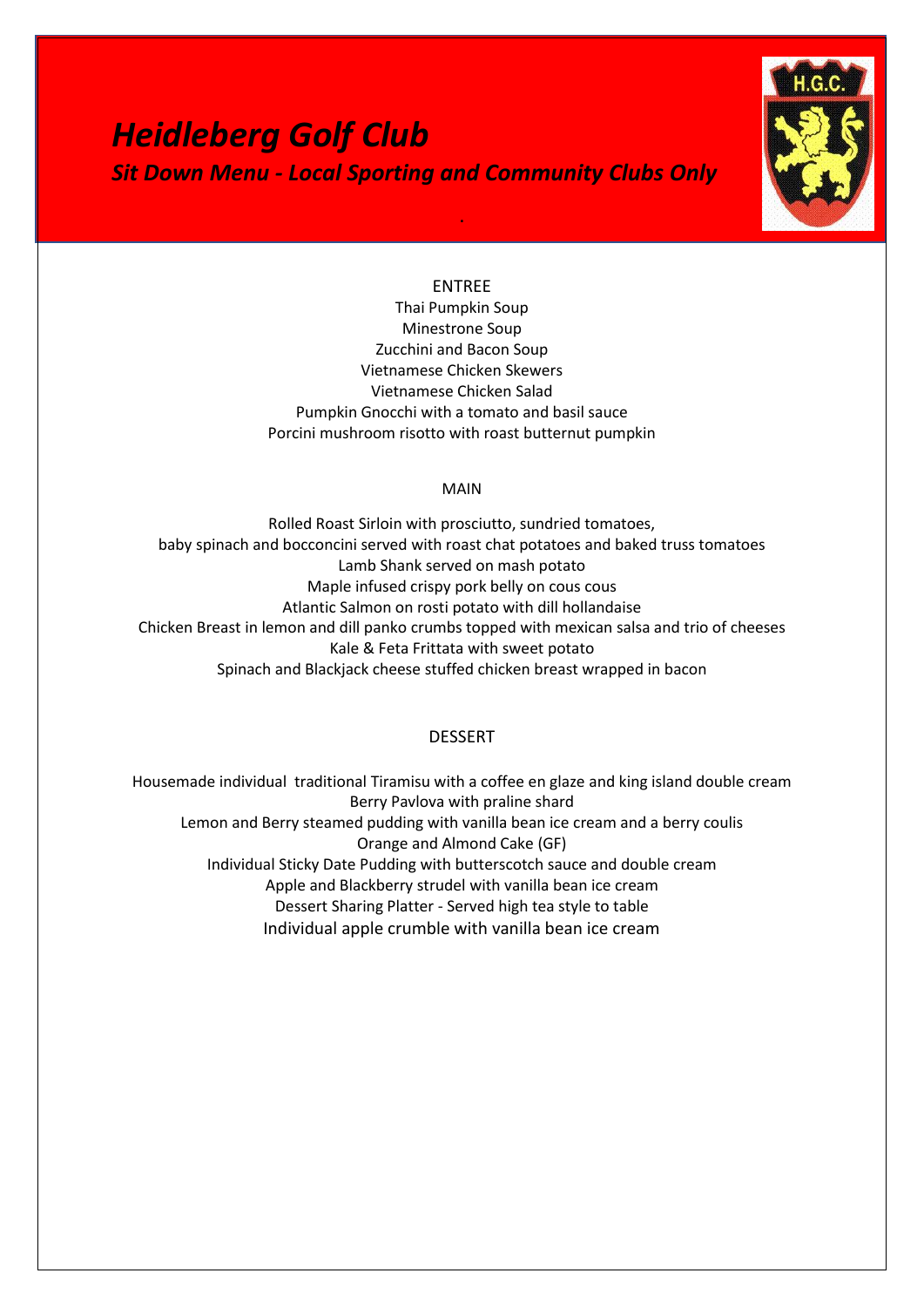# *Heidleberg Golf Club*

## *Sit Down Menu - Local Sporting and Community Clubs Only*

ENTREE

Thai Pumpkin Soup
Minestrone Soup
Zucchini and Bacon Soup
Vietnamese Chicken Skewers
Vietnamese Chicken Salad
Pumpkin Gnocchi with a tomato and basil sauce
Porcini mushroom risotto with roast butternut pumpkin

MAIN

Rolled Roast Sirloin with prosciutto, sundried tomatoes,
baby spinach and bocconcini served with roast chat potatoes and baked truss tomatoes
Lamb Shank served on mash potato
Maple infused crispy pork belly on cous cous
Atlantic Salmon on rosti potato with dill hollandaise
Chicken Breast in lemon and dill panko crumbs topped with mexican salsa and trio of cheeses
Kale & Feta Frittata with sweet potato
Spinach and Blackjack cheese stuffed chicken breast wrapped in bacon

DESSERT

Housemade individual traditional Tiramisu with a coffee en glaze and king island double cream
Berry Pavlova with praline shard
Lemon and Berry steamed pudding with vanilla bean ice cream and a berry coulis
Orange and Almond Cake (GF)
Individual Sticky Date Pudding with butterscotch sauce and double cream
Apple and Blackberry strudel with vanilla bean ice cream
Dessert Sharing Platter - Served high tea style to table
Individual apple crumble with vanilla bean ice cream